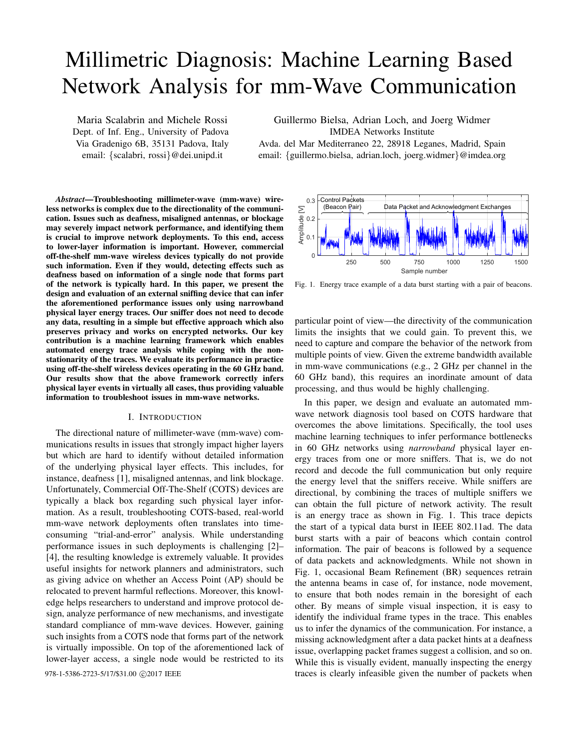# Millimetric Diagnosis: Machine Learning Based Network Analysis for mm-Wave Communication

Maria Scalabrin and Michele Rossi
Dept. of Inf. Eng., University of Padova
Via Gradenigo 6B, 35131 Padova, Italy
email: {scalabri, rossi}@dei.unipd.it

Guillermo Bielsa, Adrian Loch, and Joerg Widmer
IMDEA Networks Institute
Avda. del Mar Mediterraneo 22, 28918 Leganes, Madrid, Spain
email: {guillermo.bielsa, adrian.loch, joerg.widmer}@imdea.org

***Abstract*—Troubleshooting millimeter-wave (mm-wave) wireless networks is complex due to the directionality of the communication. Issues such as deafness, misaligned antennas, or blockage may severely impact network performance, and identifying them is crucial to improve network deployments. To this end, access to lower-layer information is important. However, commercial off-the-shelf mm-wave wireless devices typically do not provide such information. Even if they would, detecting effects such as deafness based on information of a single node that forms part of the network is typically hard. In this paper, we present the design and evaluation of an external sniffing device that can infer the aforementioned performance issues only using narrowband physical layer energy traces. Our sniffer does not need to decode any data, resulting in a simple but effective approach which also preserves privacy and works on encrypted networks. Our key contribution is a machine learning framework which enables automated energy trace analysis while coping with the non-stationarity of the traces. We evaluate its performance in practice using off-the-shelf wireless devices operating in the 60 GHz band. Our results show that the above framework correctly infers physical layer events in virtually all cases, thus providing valuable information to troubleshoot issues in mm-wave networks.**

## I. Introduction

The directional nature of millimeter-wave (mm-wave) communications results in issues that strongly impact higher layers but which are hard to identify without detailed information of the underlying physical layer effects. This includes, for instance, deafness [1], misaligned antennas, and link blockage. Unfortunately, Commercial Off-The-Shelf (COTS) devices are typically a black box regarding such physical layer information. As a result, troubleshooting COTS-based, real-world mm-wave network deployments often translates into time-consuming "trial-and-error" analysis. While understanding performance issues in such deployments is challenging [2]–[4], the resulting knowledge is extremely valuable. It provides useful insights for network planners and administrators, such as giving advice on whether an Access Point (AP) should be relocated to prevent harmful reflections. Moreover, this knowledge helps researchers to understand and improve protocol design, analyze performance of new mechanisms, and investigate standard compliance of mm-wave devices. However, gaining such insights from a COTS node that forms part of the network is virtually impossible. On top of the aforementioned lack of lower-layer access, a single node would be restricted to its particular point of view—the directivity of the communication limits the insights that we could gain. To prevent this, we need to capture and compare the behavior of the network from multiple points of view. Given the extreme bandwidth available in mm-wave communications (e.g., 2 GHz per channel in the 60 GHz band), this requires an inordinate amount of data processing, and thus would be highly challenging.

Fig. 1. Energy trace example of a data burst starting with a pair of beacons.

In this paper, we design and evaluate an automated mm-wave network diagnosis tool based on COTS hardware that overcomes the above limitations. Specifically, the tool uses machine learning techniques to infer performance bottlenecks in 60 GHz networks using *narrowband* physical layer energy traces from one or more sniffers. That is, we do not record and decode the full communication but only require the energy level that the sniffers receive. While sniffers are directional, by combining the traces of multiple sniffers we can obtain the full picture of network activity. The result is an energy trace as shown in Fig. 1. This trace depicts the start of a typical data burst in IEEE 802.11ad. The data burst starts with a pair of beacons which contain control information. The pair of beacons is followed by a sequence of data packets and acknowledgments. While not shown in Fig. 1, occasional Beam Refinement (BR) sequences retrain the antenna beams in case of, for instance, node movement, to ensure that both nodes remain in the boresight of each other. By means of simple visual inspection, it is easy to identify the individual frame types in the trace. This enables us to infer the dynamics of the communication. For instance, a missing acknowledgment after a data packet hints at a deafness issue, overlapping packet frames suggest a collision, and so on. While this is visually evident, manually inspecting the energy traces is clearly infeasible given the number of packets when

978-1-5386-2723-5/17/$31.00 ©2017 IEEE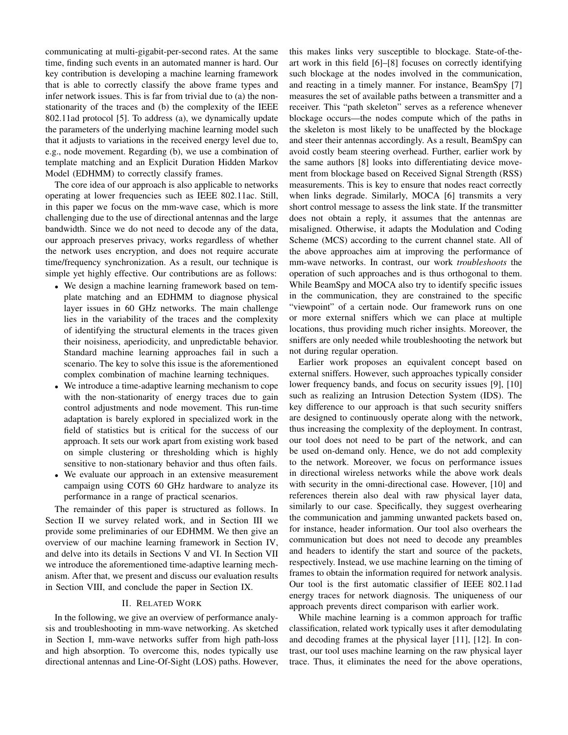communicating at multi-gigabit-per-second rates. At the same time, finding such events in an automated manner is hard. Our key contribution is developing a machine learning framework that is able to correctly classify the above frame types and infer network issues. This is far from trivial due to (a) the non-stationarity of the traces and (b) the complexity of the IEEE 802.11ad protocol [5]. To address (a), we dynamically update the parameters of the underlying machine learning model such that it adjusts to variations in the received energy level due to, e.g., node movement. Regarding (b), we use a combination of template matching and an Explicit Duration Hidden Markov Model (EDHMM) to correctly classify frames.

The core idea of our approach is also applicable to networks operating at lower frequencies such as IEEE 802.11ac. Still, in this paper we focus on the mm-wave case, which is more challenging due to the use of directional antennas and the large bandwidth. Since we do not need to decode any of the data, our approach preserves privacy, works regardless of whether the network uses encryption, and does not require accurate time/frequency synchronization. As a result, our technique is simple yet highly effective. Our contributions are as follows:

- We design a machine learning framework based on template matching and an EDHMM to diagnose physical layer issues in 60 GHz networks. The main challenge lies in the variability of the traces and the complexity of identifying the structural elements in the traces given their noisiness, aperiodicity, and unpredictable behavior. Standard machine learning approaches fail in such a scenario. The key to solve this issue is the aforementioned complex combination of machine learning techniques.
- We introduce a time-adaptive learning mechanism to cope with the non-stationarity of energy traces due to gain control adjustments and node movement. This run-time adaptation is barely explored in specialized work in the field of statistics but is critical for the success of our approach. It sets our work apart from existing work based on simple clustering or thresholding which is highly sensitive to non-stationary behavior and thus often fails.
- We evaluate our approach in an extensive measurement campaign using COTS 60 GHz hardware to analyze its performance in a range of practical scenarios.

The remainder of this paper is structured as follows. In Section II we survey related work, and in Section III we provide some preliminaries of our EDHMM. We then give an overview of our machine learning framework in Section IV, and delve into its details in Sections V and VI. In Section VII we introduce the aforementioned time-adaptive learning mechanism. After that, we present and discuss our evaluation results in Section VIII, and conclude the paper in Section IX.

## II. Related Work

In the following, we give an overview of performance analysis and troubleshooting in mm-wave networking. As sketched in Section I, mm-wave networks suffer from high path-loss and high absorption. To overcome this, nodes typically use directional antennas and Line-Of-Sight (LOS) paths. However, this makes links very susceptible to blockage. State-of-the-art work in this field [6]–[8] focuses on correctly identifying such blockage at the nodes involved in the communication, and reacting in a timely manner. For instance, BeamSpy [7] measures the set of available paths between a transmitter and a receiver. This "path skeleton" serves as a reference whenever blockage occurs—the nodes compute which of the paths in the skeleton is most likely to be unaffected by the blockage and steer their antennas accordingly. As a result, BeamSpy can avoid costly beam steering overhead. Further, earlier work by the same authors [8] looks into differentiating device movement from blockage based on Received Signal Strength (RSS) measurements. This is key to ensure that nodes react correctly when links degrade. Similarly, MOCA [6] transmits a very short control message to assess the link state. If the transmitter does not obtain a reply, it assumes that the antennas are misaligned. Otherwise, it adapts the Modulation and Coding Scheme (MCS) according to the current channel state. All of the above approaches aim at improving the performance of mm-wave networks. In contrast, our work *troubleshoots* the operation of such approaches and is thus orthogonal to them. While BeamSpy and MOCA also try to identify specific issues in the communication, they are constrained to the specific "viewpoint" of a certain node. Our framework runs on one or more external sniffers which we can place at multiple locations, thus providing much richer insights. Moreover, the sniffers are only needed while troubleshooting the network but not during regular operation.

Earlier work proposes an equivalent concept based on external sniffers. However, such approaches typically consider lower frequency bands, and focus on security issues [9], [10] such as realizing an Intrusion Detection System (IDS). The key difference to our approach is that such security sniffers are designed to continuously operate along with the network, thus increasing the complexity of the deployment. In contrast, our tool does not need to be part of the network, and can be used on-demand only. Hence, we do not add complexity to the network. Moreover, we focus on performance issues in directional wireless networks while the above work deals with security in the omni-directional case. However, [10] and references therein also deal with raw physical layer data, similarly to our case. Specifically, they suggest overhearing the communication and jamming unwanted packets based on, for instance, header information. Our tool also overhears the communication but does not need to decode any preambles and headers to identify the start and source of the packets, respectively. Instead, we use machine learning on the timing of frames to obtain the information required for network analysis. Our tool is the first automatic classifier of IEEE 802.11ad energy traces for network diagnosis. The uniqueness of our approach prevents direct comparison with earlier work.

While machine learning is a common approach for traffic classification, related work typically uses it after demodulating and decoding frames at the physical layer [11], [12]. In contrast, our tool uses machine learning on the raw physical layer trace. Thus, it eliminates the need for the above operations,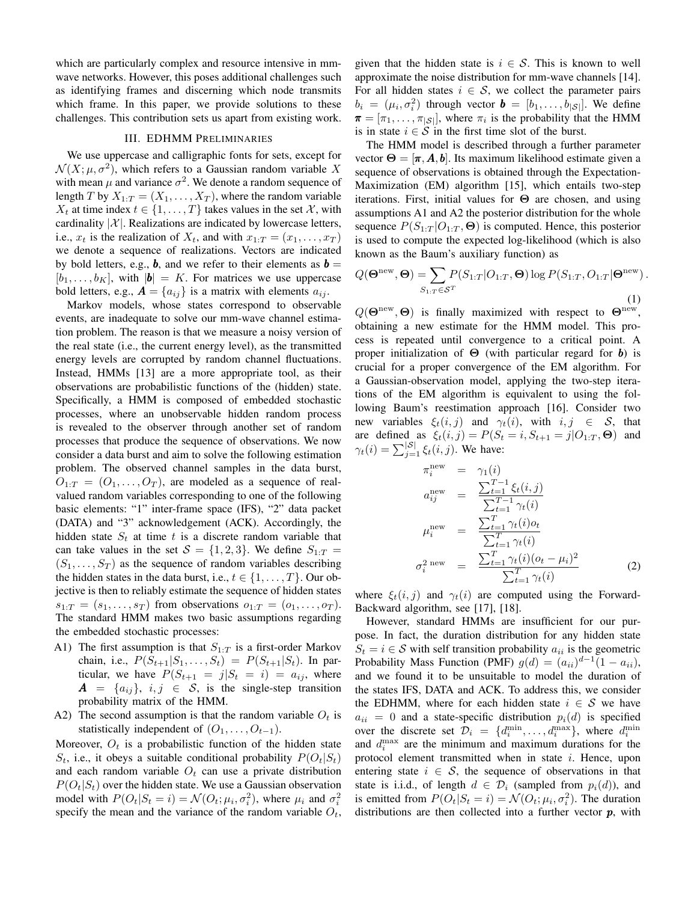which are particularly complex and resource intensive in mm-wave networks. However, this poses additional challenges such as identifying frames and discerning which node transmits which frame. In this paper, we provide solutions to these challenges. This contribution sets us apart from existing work.

## III. EDHMM Preliminaries

We use uppercase and calligraphic fonts for sets, except for $\mathcal{N}(X; \mu, \sigma^2)$, which refers to a Gaussian random variable $X$ with mean $\mu$ and variance $\sigma^2$. We denote a random sequence of length $T$ by $X_{1:T} = (X_1, \ldots, X_T)$, where the random variable $X_t$ at time index $t \in \{1, \ldots, T\}$ takes values in the set $\mathcal{X}$, with cardinality $|\mathcal{X}|$. Realizations are indicated by lowercase letters, i.e., $x_t$ is the realization of $X_t$, and with $x_{1:T} = (x_1, \ldots, x_T)$ we denote a sequence of realizations. Vectors are indicated by bold letters, e.g., $\boldsymbol{b}$, and we refer to their elements as $\boldsymbol{b} = [b_1, \ldots, b_K]$, with $|\boldsymbol{b}| = K$. For matrices we use uppercase bold letters, e.g., $\boldsymbol{A} = \{a_{ij}\}$ is a matrix with elements $a_{ij}$.

Markov models, whose states correspond to observable events, are inadequate to solve our mm-wave channel estimation problem. The reason is that we measure a noisy version of the real state (i.e., the current energy level), as the transmitted energy levels are corrupted by random channel fluctuations. Instead, HMMs [13] are a more appropriate tool, as their observations are probabilistic functions of the (hidden) state. Specifically, a HMM is composed of embedded stochastic processes, where an unobservable hidden random process is revealed to the observer through another set of random processes that produce the sequence of observations. We now consider a data burst and aim to solve the following estimation problem. The observed channel samples in the data burst, $O_{1:T} = (O_1, \ldots, O_T)$, are modeled as a sequence of real-valued random variables corresponding to one of the following basic elements: "1" inter-frame space (IFS), "2" data packet (DATA) and "3" acknowledgement (ACK). Accordingly, the hidden state $S_t$ at time $t$ is a discrete random variable that can take values in the set $\mathcal{S} = \{1, 2, 3\}$. We define $S_{1:T} = (S_1, \ldots, S_T)$ as the sequence of random variables describing the hidden states in the data burst, i.e., $t \in \{1, \ldots, T\}$. Our objective is then to reliably estimate the sequence of hidden states $s_{1:T} = (s_1, \ldots, s_T)$ from observations $o_{1:T} = (o_1, \ldots, o_T)$. The standard HMM makes two basic assumptions regarding the embedded stochastic processes:

A1) The first assumption is that $S_{1:T}$ is a first-order Markov chain, i.e., $P(S_{t+1}|S_1, \ldots, S_t) = P(S_{t+1}|S_t)$. In particular, we have $P(S_{t+1} = j|S_t = i) = a_{ij}$, where $\boldsymbol{A} = \{a_{ij}\}$, $i, j \in \mathcal{S}$, is the single-step transition probability matrix of the HMM.

A2) The second assumption is that the random variable $O_t$ is statistically independent of $(O_1, \ldots, O_{t-1})$.

Moreover, $O_t$ is a probabilistic function of the hidden state $S_t$, i.e., it obeys a suitable conditional probability $P(O_t|S_t)$ and each random variable $O_t$ can use a private distribution $P(O_t|S_t)$ over the hidden state. We use a Gaussian observation model with $P(O_t|S_t = i) = \mathcal{N}(O_t; \mu_i, \sigma_i^2)$, where $\mu_i$ and $\sigma_i^2$ specify the mean and the variance of the random variable $O_t$, given that the hidden state is $i \in \mathcal{S}$. This is known to well approximate the noise distribution for mm-wave channels [14]. For all hidden states $i \in \mathcal{S}$, we collect the parameter pairs $b_i = (\mu_i, \sigma_i^2)$ through vector $\boldsymbol{b} = [b_1, \ldots, b_{|\mathcal{S}|}]$. We define $\boldsymbol{\pi} = [\pi_1, \ldots, \pi_{|\mathcal{S}|}]$, where $\pi_i$ is the probability that the HMM is in state $i \in \mathcal{S}$ in the first time slot of the burst.

The HMM model is described through a further parameter vector $\boldsymbol{\Theta} = [\boldsymbol{\pi}, \boldsymbol{A}, \boldsymbol{b}]$. Its maximum likelihood estimate given a sequence of observations is obtained through the Expectation-Maximization (EM) algorithm [15], which entails two-step iterations. First, initial values for $\boldsymbol{\Theta}$ are chosen, and using assumptions A1 and A2 the posterior distribution for the whole sequence $P(S_{1:T}|O_{1:T}, \boldsymbol{\Theta})$ is computed. Hence, this posterior is used to compute the expected log-likelihood (which is also known as the Baum's auxiliary function) as

$$Q(\boldsymbol{\Theta}^{\text{new}}, \boldsymbol{\Theta}) = \sum_{S_{1:T} \in \mathcal{S}^T} P(S_{1:T}|O_{1:T}, \boldsymbol{\Theta}) \log P(S_{1:T}, O_{1:T}|\boldsymbol{\Theta}^{\text{new}}) \,. \tag{1}$$

$Q(\boldsymbol{\Theta}^{\text{new}}, \boldsymbol{\Theta})$ is finally maximized with respect to $\boldsymbol{\Theta}^{\text{new}}$, obtaining a new estimate for the HMM model. This process is repeated until convergence to a critical point. A proper initialization of $\boldsymbol{\Theta}$ (with particular regard for $\boldsymbol{b}$) is crucial for a proper convergence of the EM algorithm. For a Gaussian-observation model, applying the two-step iterations of the EM algorithm is equivalent to using the following Baum's reestimation approach [16]. Consider two new variables $\xi_t(i, j)$ and $\gamma_t(i)$, with $i, j \in \mathcal{S}$, that are defined as $\xi_t(i, j) = P(S_t = i, S_{t+1} = j|O_{1:T}, \boldsymbol{\Theta})$ and $\gamma_t(i) = \sum_{j=1}^{|\mathcal{S}|} \xi_t(i, j)$. We have:

$$\begin{aligned} \pi_i^{\text{new}} &= \gamma_1(i) \\ a_{ij}^{\text{new}} &= \frac{\sum_{t=1}^{T-1} \xi_t(i, j)}{\sum_{t=1}^{T-1} \gamma_t(i)} \\ \mu_i^{\text{new}} &= \frac{\sum_{t=1}^{T} \gamma_t(i) o_t}{\sum_{t=1}^{T} \gamma_t(i)} \\ \sigma_i^{2\,\text{new}} &= \frac{\sum_{t=1}^{T} \gamma_t(i)(o_t - \mu_i)^2}{\sum_{t=1}^{T} \gamma_t(i)} \end{aligned} \tag{2}$$

where $\xi_t(i, j)$ and $\gamma_t(i)$ are computed using the Forward-Backward algorithm, see [17], [18].

However, standard HMMs are insufficient for our purpose. In fact, the duration distribution for any hidden state $S_t = i \in \mathcal{S}$ with self transition probability $a_{ii}$ is the geometric Probability Mass Function (PMF) $g(d) = (a_{ii})^{d-1}(1 - a_{ii})$, and we found it to be unsuitable to model the duration of the states IFS, DATA and ACK. To address this, we consider the EDHMM, where for each hidden state $i \in \mathcal{S}$ we have $a_{ii} = 0$ and a state-specific distribution $p_i(d)$ is specified over the discrete set $\mathcal{D}_i = \{d_i^{\min}, \ldots, d_i^{\max}\}$, where $d_i^{\min}$ and $d_i^{\max}$ are the minimum and maximum durations for the protocol element transmitted when in state $i$. Hence, upon entering state $i \in \mathcal{S}$, the sequence of observations in that state is i.i.d., of length $d \in \mathcal{D}_i$ (sampled from $p_i(d)$), and is emitted from $P(O_t|S_t = i) = \mathcal{N}(O_t; \mu_i, \sigma_i^2)$. The duration distributions are then collected into a further vector $\boldsymbol{p}$, with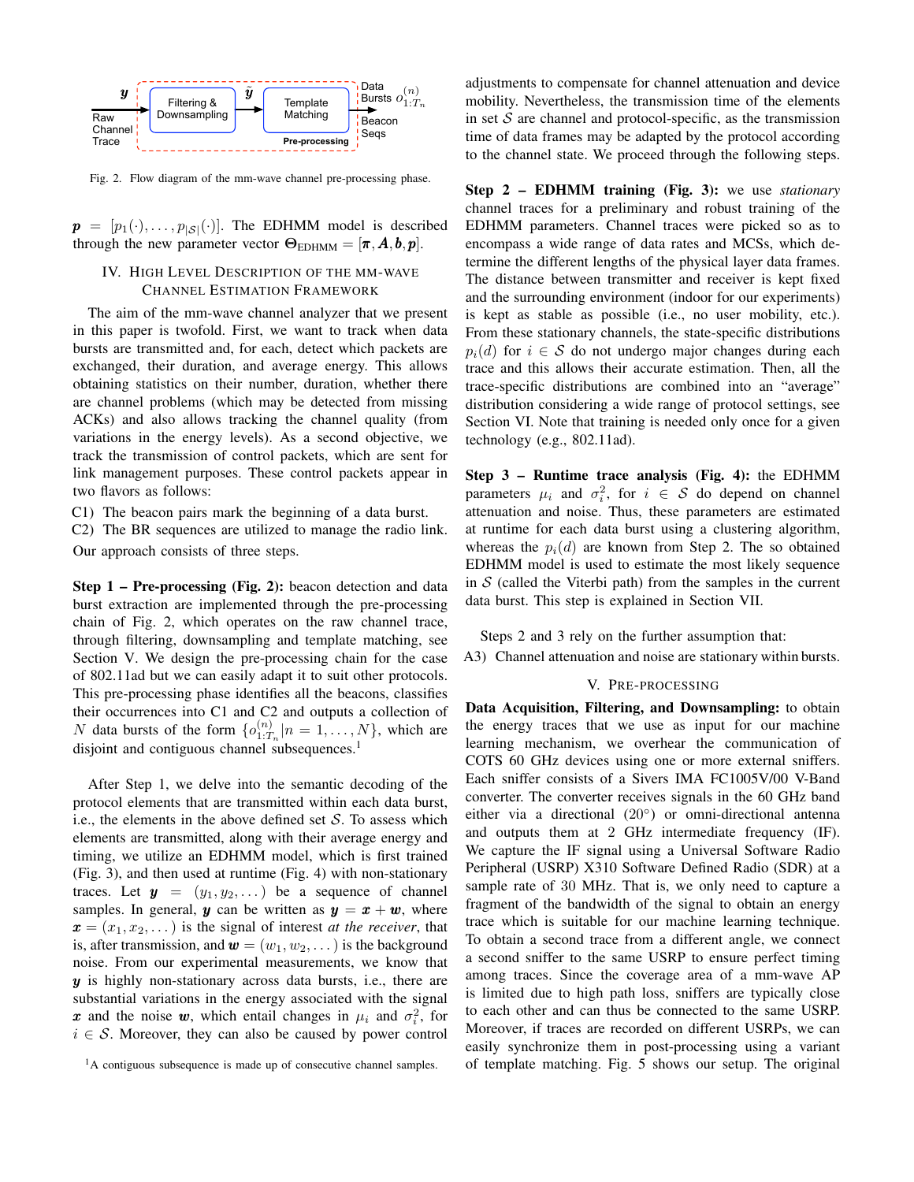Fig. 2. Flow diagram of the mm-wave channel pre-processing phase.

$\boldsymbol{p} = [p_1(\cdot), \dots, p_{|\mathcal{S}|}(\cdot)]$. The EDHMM model is described through the new parameter vector $\boldsymbol{\Theta}_{\text{EDHMM}} = [\boldsymbol{\pi}, \boldsymbol{A}, \boldsymbol{b}, \boldsymbol{p}]$.

## IV. High Level Description of the mm-wave Channel Estimation Framework

The aim of the mm-wave channel analyzer that we present in this paper is twofold. First, we want to track when data bursts are transmitted and, for each, detect which packets are exchanged, their duration, and average energy. This allows obtaining statistics on their number, duration, whether there are channel problems (which may be detected from missing ACKs) and also allows tracking the channel quality (from variations in the energy levels). As a second objective, we track the transmission of control packets, which are sent for link management purposes. These control packets appear in two flavors as follows:

C1) The beacon pairs mark the beginning of a data burst.
C2) The BR sequences are utilized to manage the radio link.

Our approach consists of three steps.

**Step 1 – Pre-processing (Fig. 2):** beacon detection and data burst extraction are implemented through the pre-processing chain of Fig. 2, which operates on the raw channel trace, through filtering, downsampling and template matching, see Section V. We design the pre-processing chain for the case of 802.11ad but we can easily adapt it to suit other protocols. This pre-processing phase identifies all the beacons, classifies their occurrences into C1 and C2 and outputs a collection of $N$ data bursts of the form $\{o_{1:T_n}^{(n)} | n = 1, \dots, N\}$, which are disjoint and contiguous channel subsequences.[1]

After Step 1, we delve into the semantic decoding of the protocol elements that are transmitted within each data burst, i.e., the elements in the above defined set $\mathcal{S}$. To assess which elements are transmitted, along with their average energy and timing, we utilize an EDHMM model, which is first trained (Fig. 3), and then used at runtime (Fig. 4) with non-stationary traces. Let $\boldsymbol{y} = (y_1, y_2, \dots)$ be a sequence of channel samples. In general, $\boldsymbol{y}$ can be written as $\boldsymbol{y} = \boldsymbol{x} + \boldsymbol{w}$, where $\boldsymbol{x} = (x_1, x_2, \dots)$ is the signal of interest *at the receiver*, that is, after transmission, and $\boldsymbol{w} = (w_1, w_2, \dots)$ is the background noise. From our experimental measurements, we know that $\boldsymbol{y}$ is highly non-stationary across data bursts, i.e., there are substantial variations in the energy associated with the signal $\boldsymbol{x}$ and the noise $\boldsymbol{w}$, which entail changes in $\mu_i$ and $\sigma_i^2$, for $i \in \mathcal{S}$. Moreover, they can also be caused by power control adjustments to compensate for channel attenuation and device mobility. Nevertheless, the transmission time of the elements in set $\mathcal{S}$ are channel and protocol-specific, as the transmission time of data frames may be adapted by the protocol according to the channel state. We proceed through the following steps.

**Step 2 – EDHMM training (Fig. 3):** we use *stationary* channel traces for a preliminary and robust training of the EDHMM parameters. Channel traces were picked so as to encompass a wide range of data rates and MCSs, which determine the different lengths of the physical layer data frames. The distance between transmitter and receiver is kept fixed and the surrounding environment (indoor for our experiments) is kept as stable as possible (i.e., no user mobility, etc.). From these stationary channels, the state-specific distributions $p_i(d)$ for $i \in \mathcal{S}$ do not undergo major changes during each trace and this allows their accurate estimation. Then, all the trace-specific distributions are combined into an "average" distribution considering a wide range of protocol settings, see Section VI. Note that training is needed only once for a given technology (e.g., 802.11ad).

**Step 3 – Runtime trace analysis (Fig. 4):** the EDHMM parameters $\mu_i$ and $\sigma_i^2$, for $i \in \mathcal{S}$ do depend on channel attenuation and noise. Thus, these parameters are estimated at runtime for each data burst using a clustering algorithm, whereas the $p_i(d)$ are known from Step 2. The so obtained EDHMM model is used to estimate the most likely sequence in $\mathcal{S}$ (called the Viterbi path) from the samples in the current data burst. This step is explained in Section VII.

Steps 2 and 3 rely on the further assumption that:

A3) Channel attenuation and noise are stationary within bursts.

## V. Pre-processing

**Data Acquisition, Filtering, and Downsampling:** to obtain the energy traces that we use as input for our machine learning mechanism, we overhear the communication of COTS 60 GHz devices using one or more external sniffers. Each sniffer consists of a Sivers IMA FC1005V/00 V-Band converter. The converter receives signals in the 60 GHz band either via a directional (20°) or omni-directional antenna and outputs them at 2 GHz intermediate frequency (IF). We capture the IF signal using a Universal Software Radio Peripheral (USRP) X310 Software Defined Radio (SDR) at a sample rate of 30 MHz. That is, we only need to capture a fragment of the bandwidth of the signal to obtain an energy trace which is suitable for our machine learning technique. To obtain a second trace from a different angle, we connect a second sniffer to the same USRP to ensure perfect timing among traces. Since the coverage area of a mm-wave AP is limited due to high path loss, sniffers are typically close to each other and can thus be connected to the same USRP. Moreover, if traces are recorded on different USRPs, we can easily synchronize them in post-processing using a variant of template matching. Fig. 5 shows our setup. The original

[1] A contiguous subsequence is made up of consecutive channel samples.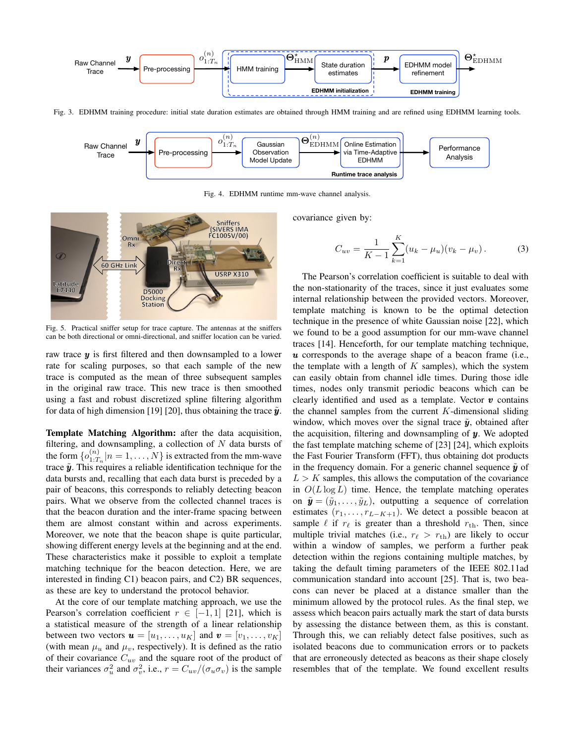Fig. 3. EDHMM training procedure: initial state duration estimates are obtained through HMM training and are refined using EDHMM learning tools.

Fig. 4. EDHMM runtime mm-wave channel analysis.

Fig. 5. Practical sniffer setup for trace capture. The antennas at the sniffers can be both directional or omni-directional, and sniffer location can be varied.

raw trace $\boldsymbol{y}$ is first filtered and then downsampled to a lower rate for scaling purposes, so that each sample of the new trace is computed as the mean of three subsequent samples in the original raw trace. This new trace is then smoothed using a fast and robust discretized spline filtering algorithm for data of high dimension [19] [20], thus obtaining the trace $\tilde{\boldsymbol{y}}$.

**Template Matching Algorithm:** after the data acquisition, filtering, and downsampling, a collection of $N$ data bursts of the form $\{o^{(n)}_{1:T_n}|n = 1, \ldots, N\}$ is extracted from the mm-wave trace $\tilde{\boldsymbol{y}}$. This requires a reliable identification technique for the data bursts and, recalling that each data burst is preceded by a pair of beacons, this corresponds to reliably detecting beacon pairs. What we observe from the collected channel traces is that the beacon duration and the inter-frame spacing between them are almost constant within and across experiments. Moreover, we note that the beacon shape is quite particular, showing different energy levels at the beginning and at the end. These characteristics make it possible to exploit a template matching technique for the beacon detection. Here, we are interested in finding C1) beacon pairs, and C2) BR sequences, as these are key to understand the protocol behavior.

At the core of our template matching approach, we use the Pearson's correlation coefficient $r \in [-1, 1]$ [21], which is a statistical measure of the strength of a linear relationship between two vectors $\boldsymbol{u} = [u_1, \ldots, u_K]$ and $\boldsymbol{v} = [v_1, \ldots, v_K]$ (with mean $\mu_u$ and $\mu_v$, respectively). It is defined as the ratio of their covariance $C_{uv}$ and the square root of the product of their variances $\sigma_u^2$ and $\sigma_v^2$, i.e., $r = C_{uv}/(\sigma_u \sigma_v)$ is the sample covariance given by:

$$C_{uv} = \frac{1}{K-1} \sum_{k=1}^{K} (u_k - \mu_u)(v_k - \mu_v) \,. \tag{3}$$

The Pearson's correlation coefficient is suitable to deal with the non-stationarity of the traces, since it just evaluates some internal relationship between the provided vectors. Moreover, template matching is known to be the optimal detection technique in the presence of white Gaussian noise [22], which we found to be a good assumption for our mm-wave channel traces [14]. Henceforth, for our template matching technique, $\boldsymbol{u}$ corresponds to the average shape of a beacon frame (i.e., the template with a length of $K$ samples), which the system can easily obtain from channel idle times. During those idle times, nodes only transmit periodic beacons which can be clearly identified and used as a template. Vector $\boldsymbol{v}$ contains the channel samples from the current $K$-dimensional sliding window, which moves over the signal trace $\tilde{\boldsymbol{y}}$, obtained after the acquisition, filtering and downsampling of $\boldsymbol{y}$. We adopted the fast template matching scheme of [23] [24], which exploits the Fast Fourier Transform (FFT), thus obtaining dot products in the frequency domain. For a generic channel sequence $\tilde{\boldsymbol{y}}$ of $L > K$ samples, this allows the computation of the covariance in $O(L \log L)$ time. Hence, the template matching operates on $\tilde{\boldsymbol{y}} = (\tilde{y}_1, \ldots, \tilde{y}_L)$, outputting a sequence of correlation estimates $(r_1, \ldots, r_{L-K+1})$. We detect a possible beacon at sample $\ell$ if $r_\ell$ is greater than a threshold $r_{\text{th}}$. Then, since multiple trivial matches (i.e., $r_\ell > r_{\text{th}}$) are likely to occur within a window of samples, we perform a further peak detection within the regions containing multiple matches, by taking the default timing parameters of the IEEE 802.11ad communication standard into account [25]. That is, two beacons can never be placed at a distance smaller than the minimum allowed by the protocol rules. As the final step, we assess which beacon pairs actually mark the start of data bursts by assessing the distance between them, as this is constant. Through this, we can reliably detect false positives, such as isolated beacons due to communication errors or to packets that are erroneously detected as beacons as their shape closely resembles that of the template. We found excellent results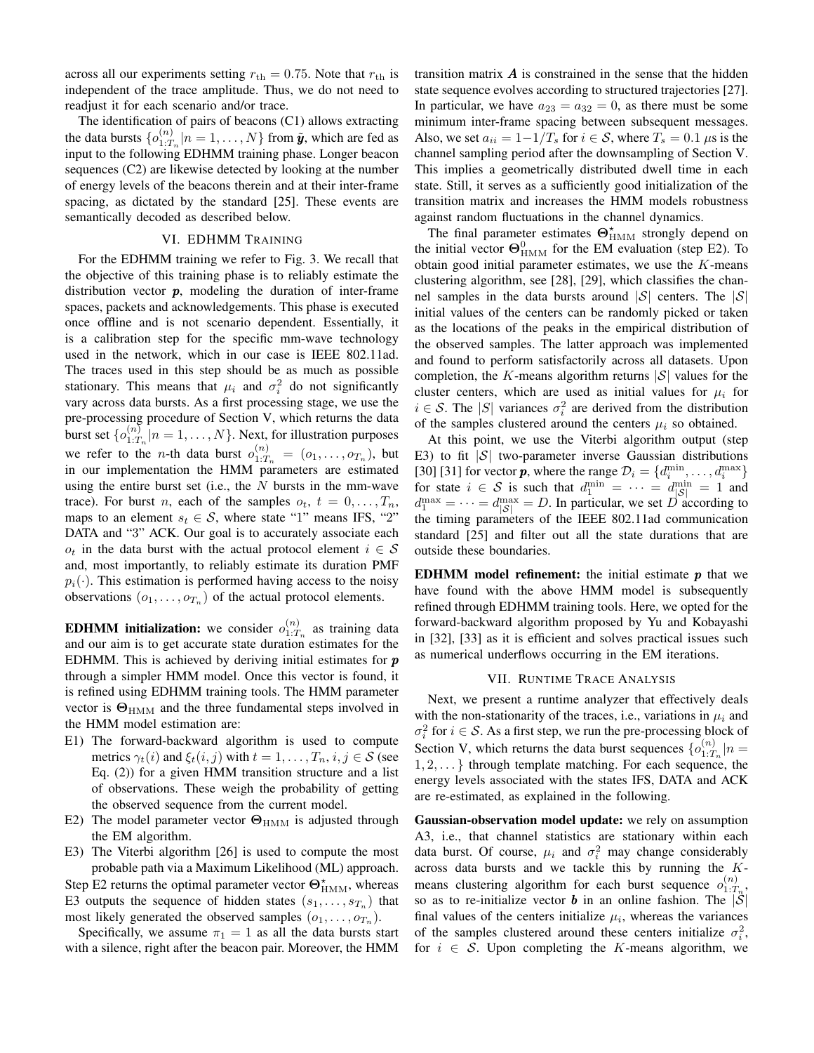across all our experiments setting $r_{\rm th} = 0.75$. Note that $r_{\rm th}$ is independent of the trace amplitude. Thus, we do not need to readjust it for each scenario and/or trace.

The identification of pairs of beacons (C1) allows extracting the data bursts $\{o^{(n)}_{1:T_n} | n = 1, \dots, N\}$ from $\tilde{\boldsymbol{y}}$, which are fed as input to the following EDHMM training phase. Longer beacon sequences (C2) are likewise detected by looking at the number of energy levels of the beacons therein and at their inter-frame spacing, as dictated by the standard [25]. These events are semantically decoded as described below.

## VI. EDHMM Training

For the EDHMM training we refer to Fig. 3. We recall that the objective of this training phase is to reliably estimate the distribution vector $\boldsymbol{p}$, modeling the duration of inter-frame spaces, packets and acknowledgements. This phase is executed once offline and is not scenario dependent. Essentially, it is a calibration step for the specific mm-wave technology used in the network, which in our case is IEEE 802.11ad. The traces used in this step should be as much as possible stationary. This means that $\mu_i$ and $\sigma_i^2$ do not significantly vary across data bursts. As a first processing stage, we use the pre-processing procedure of Section V, which returns the data burst set $\{o^{(n)}_{1:T_n} | n = 1, \dots, N\}$. Next, for illustration purposes we refer to the $n$-th data burst $o^{(n)}_{1:T_n} = (o_1, \dots, o_{T_n})$, but in our implementation the HMM parameters are estimated using the entire burst set (i.e., the $N$ bursts in the mm-wave trace). For burst $n$, each of the samples $o_t$, $t = 0, \dots, T_n$, maps to an element $s_t \in \mathcal{S}$, where state "1" means IFS, "2" DATA and "3" ACK. Our goal is to accurately associate each $o_t$ in the data burst with the actual protocol element $i \in \mathcal{S}$ and, most importantly, to reliably estimate its duration PMF $p_i(\cdot)$. This estimation is performed having access to the noisy observations $(o_1, \dots, o_{T_n})$ of the actual protocol elements.

**EDHMM initialization:** we consider $o^{(n)}_{1:T_n}$ as training data and our aim is to get accurate state duration estimates for the EDHMM. This is achieved by deriving initial estimates for $\boldsymbol{p}$ through a simpler HMM model. Once this vector is found, it is refined using EDHMM training tools. The HMM parameter vector is $\boldsymbol{\Theta}_{\rm HMM}$ and the three fundamental steps involved in the HMM model estimation are:

- E1) The forward-backward algorithm is used to compute metrics $\gamma_t(i)$ and $\xi_t(i,j)$ with $t = 1, \dots, T_n$, $i, j \in \mathcal{S}$ (see Eq. (2)) for a given HMM transition structure and a list of observations. These weigh the probability of getting the observed sequence from the current model.
- E2) The model parameter vector $\boldsymbol{\Theta}_{\rm HMM}$ is adjusted through the EM algorithm.
- E3) The Viterbi algorithm [26] is used to compute the most probable path via a Maximum Likelihood (ML) approach.

Step E2 returns the optimal parameter vector $\boldsymbol{\Theta}^{\star}_{\rm HMM}$, whereas E3 outputs the sequence of hidden states $(s_1, \dots, s_{T_n})$ that most likely generated the observed samples $(o_1, \dots, o_{T_n})$.

Specifically, we assume $\pi_1 = 1$ as all the data bursts start with a silence, right after the beacon pair. Moreover, the HMM transition matrix $\boldsymbol{A}$ is constrained in the sense that the hidden state sequence evolves according to structured trajectories [27]. In particular, we have $a_{23} = a_{32} = 0$, as there must be some minimum inter-frame spacing between subsequent messages. Also, we set $a_{ii} = 1 - 1/T_s$ for $i \in \mathcal{S}$, where $T_s = 0.1$ $\mu$s is the channel sampling period after the downsampling of Section V. This implies a geometrically distributed dwell time in each state. Still, it serves as a sufficiently good initialization of the transition matrix and increases the HMM models robustness against random fluctuations in the channel dynamics.

The final parameter estimates $\boldsymbol{\Theta}^{\star}_{\rm HMM}$ strongly depend on the initial vector $\boldsymbol{\Theta}^{0}_{\rm HMM}$ for the EM evaluation (step E2). To obtain good initial parameter estimates, we use the $K$-means clustering algorithm, see [28], [29], which classifies the channel samples in the data bursts around $|\mathcal{S}|$ centers. The $|\mathcal{S}|$ initial values of the centers can be randomly picked or taken as the locations of the peaks in the empirical distribution of the observed samples. The latter approach was implemented and found to perform satisfactorily across all datasets. Upon completion, the $K$-means algorithm returns $|\mathcal{S}|$ values for the cluster centers, which are used as initial values for $\mu_i$ for $i \in \mathcal{S}$. The $|S|$ variances $\sigma_i^2$ are derived from the distribution of the samples clustered around the centers $\mu_i$ so obtained.

At this point, we use the Viterbi algorithm output (step E3) to fit $|\mathcal{S}|$ two-parameter inverse Gaussian distributions [30] [31] for vector $\boldsymbol{p}$, where the range $\mathcal{D}_i = \{d_i^{\min}, \dots, d_i^{\max}\}$ for state $i \in \mathcal{S}$ is such that $d_1^{\min} = \dots = d_{|\mathcal{S}|}^{\min} = 1$ and $d_1^{\max} = \dots = d_{|\mathcal{S}|}^{\max} = D$. In particular, we set $D$ according to the timing parameters of the IEEE 802.11ad communication standard [25] and filter out all the state durations that are outside these boundaries.

**EDHMM model refinement:** the initial estimate $\boldsymbol{p}$ that we have found with the above HMM model is subsequently refined through EDHMM training tools. Here, we opted for the forward-backward algorithm proposed by Yu and Kobayashi in [32], [33] as it is efficient and solves practical issues such as numerical underflows occurring in the EM iterations.

## VII. Runtime Trace Analysis

Next, we present a runtime analyzer that effectively deals with the non-stationarity of the traces, i.e., variations in $\mu_i$ and $\sigma_i^2$ for $i \in \mathcal{S}$. As a first step, we run the pre-processing block of Section V, which returns the data burst sequences $\{o^{(n)}_{1:T_n} | n = 1, 2, \dots\}$ through template matching. For each sequence, the energy levels associated with the states IFS, DATA and ACK are re-estimated, as explained in the following.

**Gaussian-observation model update:** we rely on assumption A3, i.e., that channel statistics are stationary within each data burst. Of course, $\mu_i$ and $\sigma_i^2$ may change considerably across data bursts and we tackle this by running the $K$-means clustering algorithm for each burst sequence $o^{(n)}_{1:T_n}$, so as to re-initialize vector $\boldsymbol{b}$ in an online fashion. The $|\mathcal{S}|$ final values of the centers initialize $\mu_i$, whereas the variances of the samples clustered around these centers initialize $\sigma_i^2$, for $i \in \mathcal{S}$. Upon completing the $K$-means algorithm, we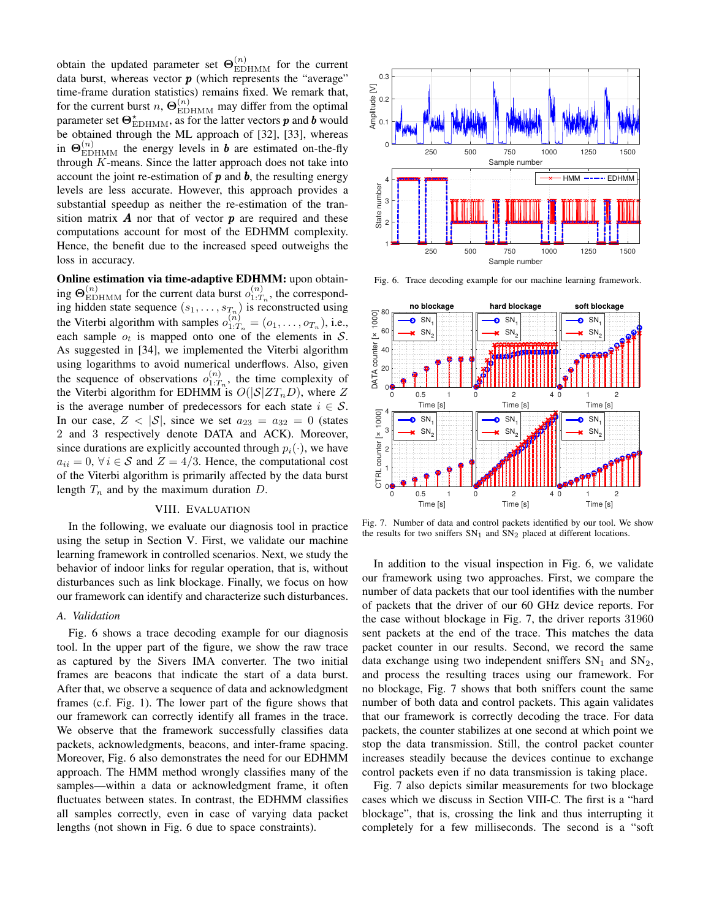obtain the updated parameter set $\boldsymbol{\Theta}^{(n)}_{\text{EDHMM}}$ for the current data burst, whereas vector $\boldsymbol{p}$ (which represents the "average" time-frame duration statistics) remains fixed. We remark that, for the current burst $n$, $\boldsymbol{\Theta}^{(n)}_{\text{EDHMM}}$ may differ from the optimal parameter set $\boldsymbol{\Theta}^{\star}_{\text{EDHMM}}$, as for the latter vectors $\boldsymbol{p}$ and $\boldsymbol{b}$ would be obtained through the ML approach of [32], [33], whereas in $\boldsymbol{\Theta}^{(n)}_{\text{EDHMM}}$ the energy levels in $\boldsymbol{b}$ are estimated on-the-fly through $K$-means. Since the latter approach does not take into account the joint re-estimation of $\boldsymbol{p}$ and $\boldsymbol{b}$, the resulting energy levels are less accurate. However, this approach provides a substantial speedup as neither the re-estimation of the transition matrix $\boldsymbol{A}$ nor that of vector $\boldsymbol{p}$ are required and these computations account for most of the EDHMM complexity. Hence, the benefit due to the increased speed outweighs the loss in accuracy.

**Online estimation via time-adaptive EDHMM:** upon obtaining $\boldsymbol{\Theta}^{(n)}_{\text{EDHMM}}$ for the current data burst $o^{(n)}_{1:T_n}$, the corresponding hidden state sequence $(s_1, \dots, s_{T_n})$ is reconstructed using the Viterbi algorithm with samples $o^{(n)}_{1:T_n} = (o_1, \dots, o_{T_n})$, i.e., each sample $o_t$ is mapped onto one of the elements in $\mathcal{S}$. As suggested in [34], we implemented the Viterbi algorithm using logarithms to avoid numerical underflows. Also, given the sequence of observations $o^{(n)}_{1:T_n}$, the time complexity of the Viterbi algorithm for EDHMM is $O(|\mathcal{S}|ZT_nD)$, where $Z$ is the average number of predecessors for each state $i \in \mathcal{S}$. In our case, $Z < |\mathcal{S}|$, since we set $a_{23} = a_{32} = 0$ (states 2 and 3 respectively denote DATA and ACK). Moreover, since durations are explicitly accounted through $p_i(\cdot)$, we have $a_{ii} = 0$, $\forall\, i \in \mathcal{S}$ and $Z = 4/3$. Hence, the computational cost of the Viterbi algorithm is primarily affected by the data burst length $T_n$ and by the maximum duration $D$.

## VIII. Evaluation

In the following, we evaluate our diagnosis tool in practice using the setup in Section V. First, we validate our machine learning framework in controlled scenarios. Next, we study the behavior of indoor links for regular operation, that is, without disturbances such as link blockage. Finally, we focus on how our framework can identify and characterize such disturbances.

### A. Validation

Fig. 6 shows a trace decoding example for our diagnosis tool. In the upper part of the figure, we show the raw trace as captured by the Sivers IMA converter. The two initial frames are beacons that indicate the start of a data burst. After that, we observe a sequence of data and acknowledgment frames (c.f. Fig. 1). The lower part of the figure shows that our framework can correctly identify all frames in the trace. We observe that the framework successfully classifies data packets, acknowledgments, beacons, and inter-frame spacing. Moreover, Fig. 6 also demonstrates the need for our EDHMM approach. The HMM method wrongly classifies many of the samples—within a data or acknowledgment frame, it often fluctuates between states. In contrast, the EDHMM classifies all samples correctly, even in case of varying data packet lengths (not shown in Fig. 6 due to space constraints).

Fig. 6. Trace decoding example for our machine learning framework.

Fig. 7. Number of data and control packets identified by our tool. We show the results for two sniffers $SN_1$ and $SN_2$ placed at different locations.

In addition to the visual inspection in Fig. 6, we validate our framework using two approaches. First, we compare the number of data packets that our tool identifies with the number of packets that the driver of our 60 GHz device reports. For the case without blockage in Fig. 7, the driver reports 31960 sent packets at the end of the trace. This matches the data packet counter in our results. Second, we record the same data exchange using two independent sniffers $SN_1$ and $SN_2$, and process the resulting traces using our framework. For no blockage, Fig. 7 shows that both sniffers count the same number of both data and control packets. This again validates that our framework is correctly decoding the trace. For data packets, the counter stabilizes at one second at which point we stop the data transmission. Still, the control packet counter increases steadily because the devices continue to exchange control packets even if no data transmission is taking place.

Fig. 7 also depicts similar measurements for two blockage cases which we discuss in Section VIII-C. The first is a "hard blockage", that is, crossing the link and thus interrupting it completely for a few milliseconds. The second is a "soft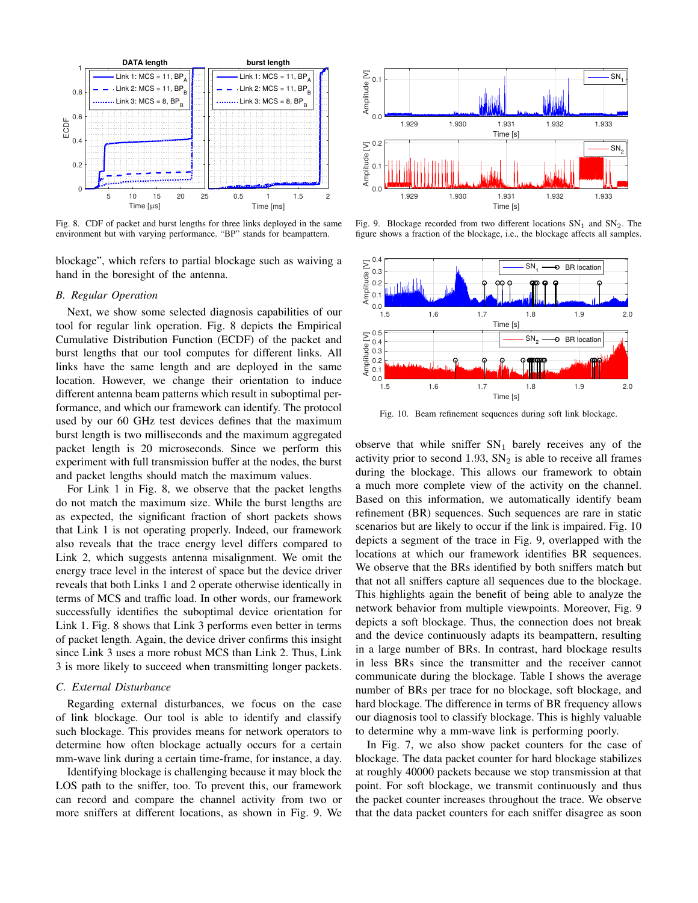Fig. 8. CDF of packet and burst lengths for three links deployed in the same environment but with varying performance. "BP" stands for beampattern.

Fig. 9. Blockage recorded from two different locations $SN_1$ and $SN_2$. The figure shows a fraction of the blockage, i.e., the blockage affects all samples.

Fig. 10. Beam refinement sequences during soft link blockage.

blockage", which refers to partial blockage such as waiving a hand in the boresight of the antenna.

### *B. Regular Operation*

Next, we show some selected diagnosis capabilities of our tool for regular link operation. Fig. 8 depicts the Empirical Cumulative Distribution Function (ECDF) of the packet and burst lengths that our tool computes for different links. All links have the same length and are deployed in the same location. However, we change their orientation to induce different antenna beam patterns which result in suboptimal performance, and which our framework can identify. The protocol used by our 60 GHz test devices defines that the maximum burst length is two milliseconds and the maximum aggregated packet length is 20 microseconds. Since we perform this experiment with full transmission buffer at the nodes, the burst and packet lengths should match the maximum values.

For Link 1 in Fig. 8, we observe that the packet lengths do not match the maximum size. While the burst lengths are as expected, the significant fraction of short packets shows that Link 1 is not operating properly. Indeed, our framework also reveals that the trace energy level differs compared to Link 2, which suggests antenna misalignment. We omit the energy trace level in the interest of space but the device driver reveals that both Links 1 and 2 operate otherwise identically in terms of MCS and traffic load. In other words, our framework successfully identifies the suboptimal device orientation for Link 1. Fig. 8 shows that Link 3 performs even better in terms of packet length. Again, the device driver confirms this insight since Link 3 uses a more robust MCS than Link 2. Thus, Link 3 is more likely to succeed when transmitting longer packets.

### *C. External Disturbance*

Regarding external disturbances, we focus on the case of link blockage. Our tool is able to identify and classify such blockage. This provides means for network operators to determine how often blockage actually occurs for a certain mm-wave link during a certain time-frame, for instance, a day.

Identifying blockage is challenging because it may block the LOS path to the sniffer, too. To prevent this, our framework can record and compare the channel activity from two or more sniffers at different locations, as shown in Fig. 9. We observe that while sniffer $SN_1$ barely receives any of the activity prior to second 1.93, $SN_2$ is able to receive all frames during the blockage. This allows our framework to obtain a much more complete view of the activity on the channel. Based on this information, we automatically identify beam refinement (BR) sequences. Such sequences are rare in static scenarios but are likely to occur if the link is impaired. Fig. 10 depicts a segment of the trace in Fig. 9, overlapped with the locations at which our framework identifies BR sequences. We observe that the BRs identified by both sniffers match but that not all sniffers capture all sequences due to the blockage. This highlights again the benefit of being able to analyze the network behavior from multiple viewpoints. Moreover, Fig. 9 depicts a soft blockage. Thus, the connection does not break and the device continuously adapts its beampattern, resulting in a large number of BRs. In contrast, hard blockage results in less BRs since the transmitter and the receiver cannot communicate during the blockage. Table I shows the average number of BRs per trace for no blockage, soft blockage, and hard blockage. The difference in terms of BR frequency allows our diagnosis tool to classify blockage. This is highly valuable to determine why a mm-wave link is performing poorly.

In Fig. 7, we also show packet counters for the case of blockage. The data packet counter for hard blockage stabilizes at roughly 40000 packets because we stop transmission at that point. For soft blockage, we transmit continuously and thus the packet counter increases throughout the trace. We observe that the data packet counters for each sniffer disagree as soon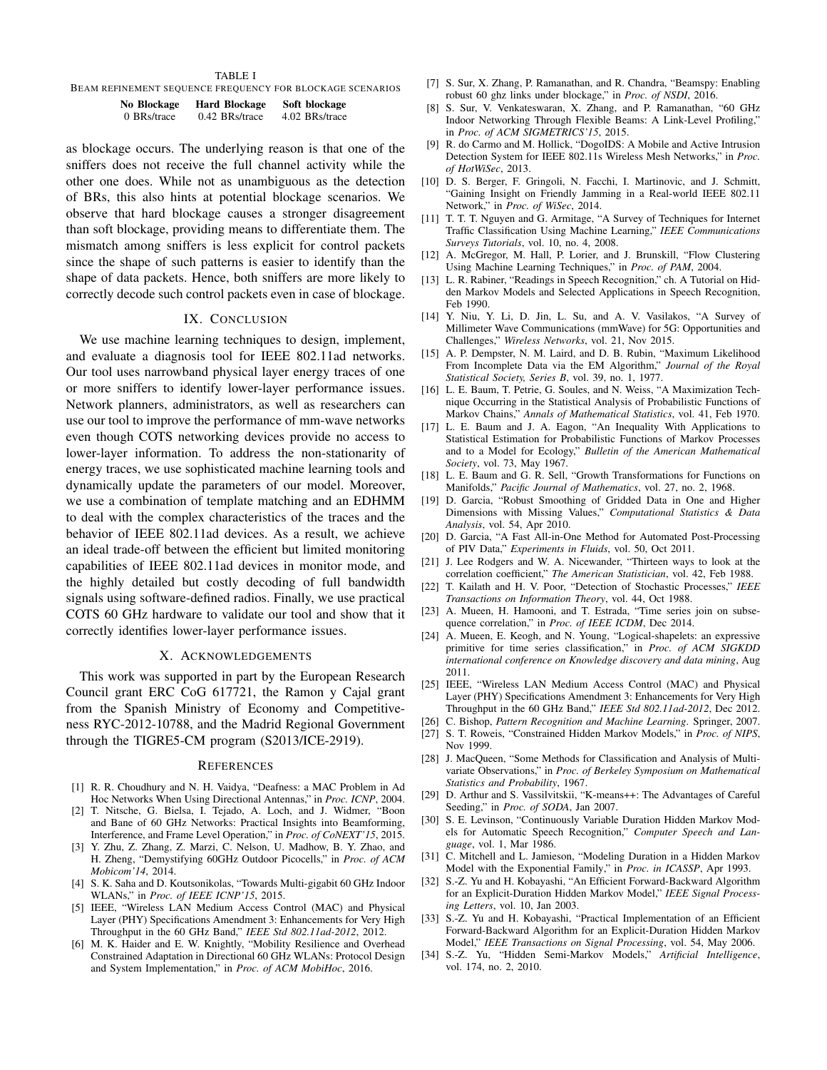TABLE I
BEAM REFINEMENT SEQUENCE FREQUENCY FOR BLOCKAGE SCENARIOS

| No Blockage | Hard Blockage | Soft blockage |
|---|---|---|
| 0 BRs/trace | 0.42 BRs/trace | 4.02 BRs/trace |

as blockage occurs. The underlying reason is that one of the sniffers does not receive the full channel activity while the other one does. While not as unambiguous as the detection of BRs, this also hints at potential blockage scenarios. We observe that hard blockage causes a stronger disagreement than soft blockage, providing means to differentiate them. The mismatch among sniffers is less explicit for control packets since the shape of such patterns is easier to identify than the shape of data packets. Hence, both sniffers are more likely to correctly decode such control packets even in case of blockage.

## IX. Conclusion

We use machine learning techniques to design, implement, and evaluate a diagnosis tool for IEEE 802.11ad networks. Our tool uses narrowband physical layer energy traces of one or more sniffers to identify lower-layer performance issues. Network planners, administrators, as well as researchers can use our tool to improve the performance of mm-wave networks even though COTS networking devices provide no access to lower-layer information. To address the non-stationarity of energy traces, we use sophisticated machine learning tools and dynamically update the parameters of our model. Moreover, we use a combination of template matching and an EDHMM to deal with the complex characteristics of the traces and the behavior of IEEE 802.11ad devices. As a result, we achieve an ideal trade-off between the efficient but limited monitoring capabilities of IEEE 802.11ad devices in monitor mode, and the highly detailed but costly decoding of full bandwidth signals using software-defined radios. Finally, we use practical COTS 60 GHz hardware to validate our tool and show that it correctly identifies lower-layer performance issues.

## X. Acknowledgements

This work was supported in part by the European Research Council grant ERC CoG 617721, the Ramon y Cajal grant from the Spanish Ministry of Economy and Competitiveness RYC-2012-10788, and the Madrid Regional Government through the TIGRE5-CM program (S2013/ICE-2919).

## References

[1] R. R. Choudhury and N. H. Vaidya, "Deafness: a MAC Problem in Ad Hoc Networks When Using Directional Antennas," in *Proc. ICNP*, 2004.

[2] T. Nitsche, G. Bielsa, I. Tejado, A. Loch, and J. Widmer, "Boon and Bane of 60 GHz Networks: Practical Insights into Beamforming, Interference, and Frame Level Operation," in *Proc. of CoNEXT'15*, 2015.

[3] Y. Zhu, Z. Zhang, Z. Marzi, C. Nelson, U. Madhow, B. Y. Zhao, and H. Zheng, "Demystifying 60GHz Outdoor Picocells," in *Proc. of ACM Mobicom'14*, 2014.

[4] S. K. Saha and D. Koutsonikolas, "Towards Multi-gigabit 60 GHz Indoor WLANs," in *Proc. of IEEE ICNP'15*, 2015.

[5] IEEE, "Wireless LAN Medium Access Control (MAC) and Physical Layer (PHY) Specifications Amendment 3: Enhancements for Very High Throughput in the 60 GHz Band," *IEEE Std 802.11ad-2012*, 2012.

[6] M. K. Haider and E. W. Knightly, "Mobility Resilience and Overhead Constrained Adaptation in Directional 60 GHz WLANs: Protocol Design and System Implementation," in *Proc. of ACM MobiHoc*, 2016.

[7] S. Sur, X. Zhang, P. Ramanathan, and R. Chandra, "Beamspy: Enabling robust 60 ghz links under blockage," in *Proc. of NSDI*, 2016.

[8] S. Sur, V. Venkateswaran, X. Zhang, and P. Ramanathan, "60 GHz Indoor Networking Through Flexible Beams: A Link-Level Profiling," in *Proc. of ACM SIGMETRICS'15*, 2015.

[9] R. do Carmo and M. Hollick, "DogoIDS: A Mobile and Active Intrusion Detection System for IEEE 802.11s Wireless Mesh Networks," in *Proc. of HotWiSec*, 2013.

[10] D. S. Berger, F. Gringoli, N. Facchi, I. Martinovic, and J. Schmitt, "Gaining Insight on Friendly Jamming in a Real-world IEEE 802.11 Network," in *Proc. of WiSec*, 2014.

[11] T. T. T. Nguyen and G. Armitage, "A Survey of Techniques for Internet Traffic Classification Using Machine Learning," *IEEE Communications Surveys Tutorials*, vol. 10, no. 4, 2008.

[12] A. McGregor, M. Hall, P. Lorier, and J. Brunskill, "Flow Clustering Using Machine Learning Techniques," in *Proc. of PAM*, 2004.

[13] L. R. Rabiner, "Readings in Speech Recognition," ch. A Tutorial on Hidden Markov Models and Selected Applications in Speech Recognition, Feb 1990.

[14] Y. Niu, Y. Li, D. Jin, L. Su, and A. V. Vasilakos, "A Survey of Millimeter Wave Communications (mmWave) for 5G: Opportunities and Challenges," *Wireless Networks*, vol. 21, Nov 2015.

[15] A. P. Dempster, N. M. Laird, and D. B. Rubin, "Maximum Likelihood From Incomplete Data via the EM Algorithm," *Journal of the Royal Statistical Society, Series B*, vol. 39, no. 1, 1977.

[16] L. E. Baum, T. Petrie, G. Soules, and N. Weiss, "A Maximization Technique Occurring in the Statistical Analysis of Probabilistic Functions of Markov Chains," *Annals of Mathematical Statistics*, vol. 41, Feb 1970.

[17] L. E. Baum and J. A. Eagon, "An Inequality With Applications to Statistical Estimation for Probabilistic Functions of Markov Processes and to a Model for Ecology," *Bulletin of the American Mathematical Society*, vol. 73, May 1967.

[18] L. E. Baum and G. R. Sell, "Growth Transformations for Functions on Manifolds," *Pacific Journal of Mathematics*, vol. 27, no. 2, 1968.

[19] D. Garcia, "Robust Smoothing of Gridded Data in One and Higher Dimensions with Missing Values," *Computational Statistics & Data Analysis*, vol. 54, Apr 2010.

[20] D. Garcia, "A Fast All-in-One Method for Automated Post-Processing of PIV Data," *Experiments in Fluids*, vol. 50, Oct 2011.

[21] J. Lee Rodgers and W. A. Nicewander, "Thirteen ways to look at the correlation coefficient," *The American Statistician*, vol. 42, Feb 1988.

[22] T. Kailath and H. V. Poor, "Detection of Stochastic Processes," *IEEE Transactions on Information Theory*, vol. 44, Oct 1988.

[23] A. Mueen, H. Hamooni, and T. Estrada, "Time series join on subsequence correlation," in *Proc. of IEEE ICDM*, Dec 2014.

[24] A. Mueen, E. Keogh, and N. Young, "Logical-shapelets: an expressive primitive for time series classification," in *Proc. of ACM SIGKDD international conference on Knowledge discovery and data mining*, Aug 2011.

[25] IEEE, "Wireless LAN Medium Access Control (MAC) and Physical Layer (PHY) Specifications Amendment 3: Enhancements for Very High Throughput in the 60 GHz Band," *IEEE Std 802.11ad-2012*, Dec 2012.

[26] C. Bishop, *Pattern Recognition and Machine Learning*. Springer, 2007.

[27] S. T. Roweis, "Constrained Hidden Markov Models," in *Proc. of NIPS*, Nov 1999.

[28] J. MacQueen, "Some Methods for Classification and Analysis of Multivariate Observations," in *Proc. of Berkeley Symposium on Mathematical Statistics and Probability*, 1967.

[29] D. Arthur and S. Vassilvitskii, "K-means++: The Advantages of Careful Seeding," in *Proc. of SODA*, Jan 2007.

[30] S. E. Levinson, "Continuously Variable Duration Hidden Markov Models for Automatic Speech Recognition," *Computer Speech and Language*, vol. 1, Mar 1986.

[31] C. Mitchell and L. Jamieson, "Modeling Duration in a Hidden Markov Model with the Exponential Family," in *Proc. in ICASSP*, Apr 1993.

[32] S.-Z. Yu and H. Kobayashi, "An Efficient Forward-Backward Algorithm for an Explicit-Duration Hidden Markov Model," *IEEE Signal Processing Letters*, vol. 10, Jan 2003.

[33] S.-Z. Yu and H. Kobayashi, "Practical Implementation of an Efficient Forward-Backward Algorithm for an Explicit-Duration Hidden Markov Model," *IEEE Transactions on Signal Processing*, vol. 54, May 2006.

[34] S.-Z. Yu, "Hidden Semi-Markov Models," *Artificial Intelligence*, vol. 174, no. 2, 2010.